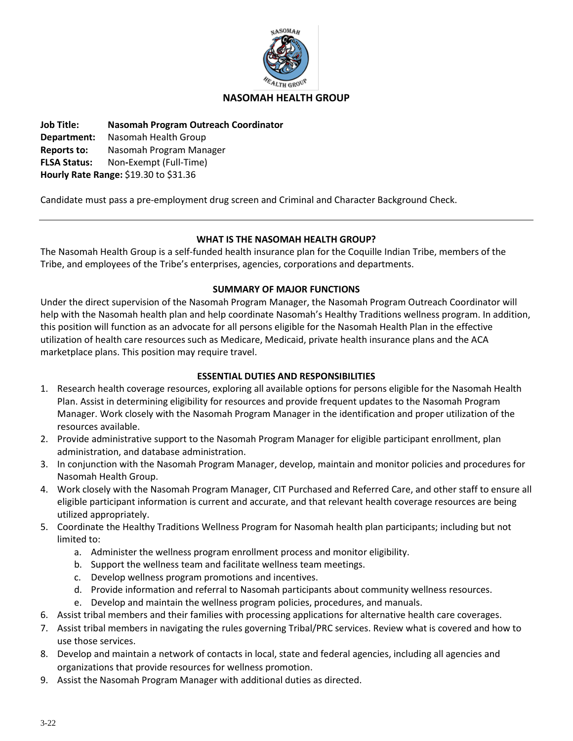# NASOMAH HEALTH GROUP

**Job Title:** **Nasomah Program Outreach Coordinator**
**Department:** Nasomah Health Group
**Reports to:** Nasomah Program Manager
**FLSA Status:** Non-Exempt (Full-Time)
**Hourly Rate Range:** $19.30 to $31.36

Candidate must pass a pre-employment drug screen and Criminal and Character Background Check.

---

## WHAT IS THE NASOMAH HEALTH GROUP?

The Nasomah Health Group is a self-funded health insurance plan for the Coquille Indian Tribe, members of the Tribe, and employees of the Tribe's enterprises, agencies, corporations and departments.

## SUMMARY OF MAJOR FUNCTIONS

Under the direct supervision of the Nasomah Program Manager, the Nasomah Program Outreach Coordinator will help with the Nasomah health plan and help coordinate Nasomah's Healthy Traditions wellness program. In addition, this position will function as an advocate for all persons eligible for the Nasomah Health Plan in the effective utilization of health care resources such as Medicare, Medicaid, private health insurance plans and the ACA marketplace plans. This position may require travel.

## ESSENTIAL DUTIES AND RESPONSIBILITIES

1. Research health coverage resources, exploring all available options for persons eligible for the Nasomah Health Plan. Assist in determining eligibility for resources and provide frequent updates to the Nasomah Program Manager. Work closely with the Nasomah Program Manager in the identification and proper utilization of the resources available.
2. Provide administrative support to the Nasomah Program Manager for eligible participant enrollment, plan administration, and database administration.
3. In conjunction with the Nasomah Program Manager, develop, maintain and monitor policies and procedures for Nasomah Health Group.
4. Work closely with the Nasomah Program Manager, CIT Purchased and Referred Care, and other staff to ensure all eligible participant information is current and accurate, and that relevant health coverage resources are being utilized appropriately.
5. Coordinate the Healthy Traditions Wellness Program for Nasomah health plan participants; including but not limited to:
   a. Administer the wellness program enrollment process and monitor eligibility.
   b. Support the wellness team and facilitate wellness team meetings.
   c. Develop wellness program promotions and incentives.
   d. Provide information and referral to Nasomah participants about community wellness resources.
   e. Develop and maintain the wellness program policies, procedures, and manuals.
6. Assist tribal members and their families with processing applications for alternative health care coverages.
7. Assist tribal members in navigating the rules governing Tribal/PRC services. Review what is covered and how to use those services.
8. Develop and maintain a network of contacts in local, state and federal agencies, including all agencies and organizations that provide resources for wellness promotion.
9. Assist the Nasomah Program Manager with additional duties as directed.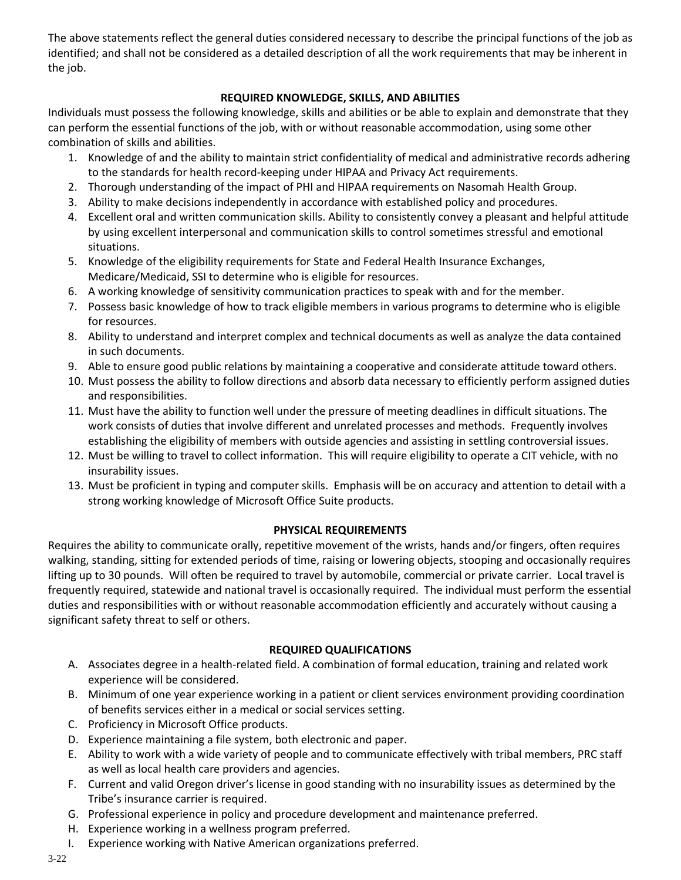The above statements reflect the general duties considered necessary to describe the principal functions of the job as identified; and shall not be considered as a detailed description of all the work requirements that may be inherent in the job.

**REQUIRED KNOWLEDGE, SKILLS, AND ABILITIES**

Individuals must possess the following knowledge, skills and abilities or be able to explain and demonstrate that they can perform the essential functions of the job, with or without reasonable accommodation, using some other combination of skills and abilities.

1. Knowledge of and the ability to maintain strict confidentiality of medical and administrative records adhering to the standards for health record-keeping under HIPAA and Privacy Act requirements.
2. Thorough understanding of the impact of PHI and HIPAA requirements on Nasomah Health Group.
3. Ability to make decisions independently in accordance with established policy and procedures.
4. Excellent oral and written communication skills. Ability to consistently convey a pleasant and helpful attitude by using excellent interpersonal and communication skills to control sometimes stressful and emotional situations.
5. Knowledge of the eligibility requirements for State and Federal Health Insurance Exchanges, Medicare/Medicaid, SSI to determine who is eligible for resources.
6. A working knowledge of sensitivity communication practices to speak with and for the member.
7. Possess basic knowledge of how to track eligible members in various programs to determine who is eligible for resources.
8. Ability to understand and interpret complex and technical documents as well as analyze the data contained in such documents.
9. Able to ensure good public relations by maintaining a cooperative and considerate attitude toward others.
10. Must possess the ability to follow directions and absorb data necessary to efficiently perform assigned duties and responsibilities.
11. Must have the ability to function well under the pressure of meeting deadlines in difficult situations. The work consists of duties that involve different and unrelated processes and methods. Frequently involves establishing the eligibility of members with outside agencies and assisting in settling controversial issues.
12. Must be willing to travel to collect information. This will require eligibility to operate a CIT vehicle, with no insurability issues.
13. Must be proficient in typing and computer skills. Emphasis will be on accuracy and attention to detail with a strong working knowledge of Microsoft Office Suite products.

**PHYSICAL REQUIREMENTS**

Requires the ability to communicate orally, repetitive movement of the wrists, hands and/or fingers, often requires walking, standing, sitting for extended periods of time, raising or lowering objects, stooping and occasionally requires lifting up to 30 pounds. Will often be required to travel by automobile, commercial or private carrier. Local travel is frequently required, statewide and national travel is occasionally required. The individual must perform the essential duties and responsibilities with or without reasonable accommodation efficiently and accurately without causing a significant safety threat to self or others.

**REQUIRED QUALIFICATIONS**

A. Associates degree in a health-related field. A combination of formal education, training and related work experience will be considered.
B. Minimum of one year experience working in a patient or client services environment providing coordination of benefits services either in a medical or social services setting.
C. Proficiency in Microsoft Office products.
D. Experience maintaining a file system, both electronic and paper.
E. Ability to work with a wide variety of people and to communicate effectively with tribal members, PRC staff as well as local health care providers and agencies.
F. Current and valid Oregon driver's license in good standing with no insurability issues as determined by the Tribe's insurance carrier is required.
G. Professional experience in policy and procedure development and maintenance preferred.
H. Experience working in a wellness program preferred.
I. Experience working with Native American organizations preferred.

3-22